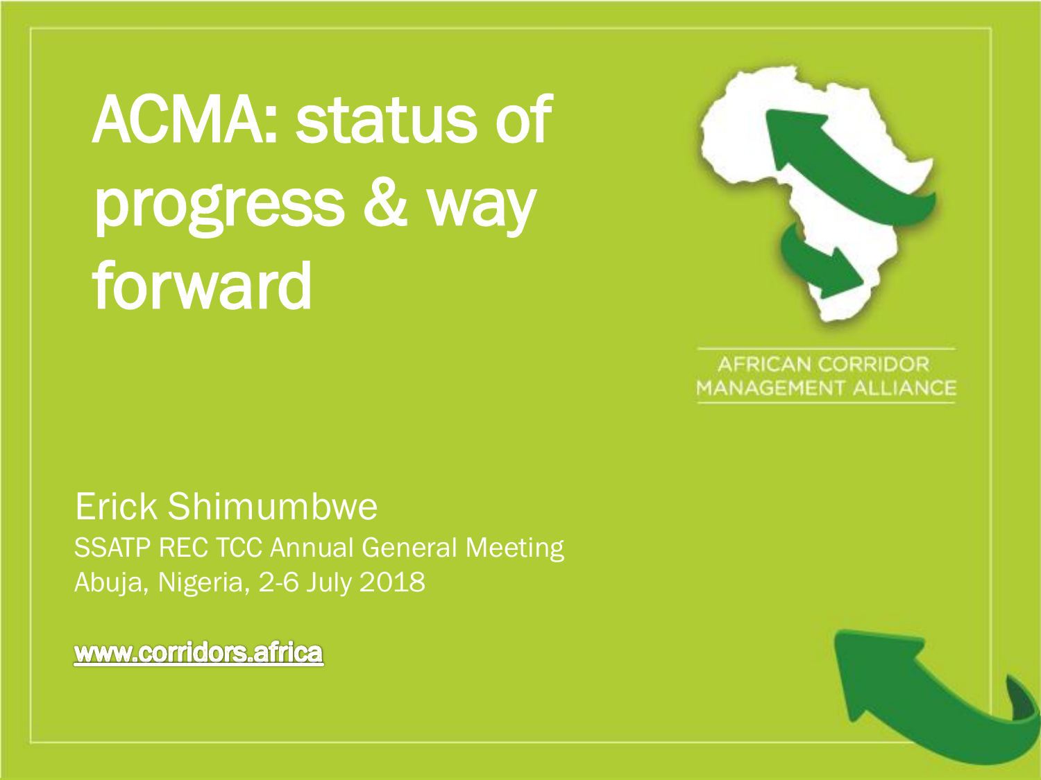# ACMA: status of progress & way forward

AFRICAN CORRIDOR MANAGEMENT ALLIANCE

Erick Shimumbwe

SSATP REC TCC Annual General Meeting

Abuja, Nigeria, 2-6 July 2018

[www.corridors.africa](http://www.corridors.africa)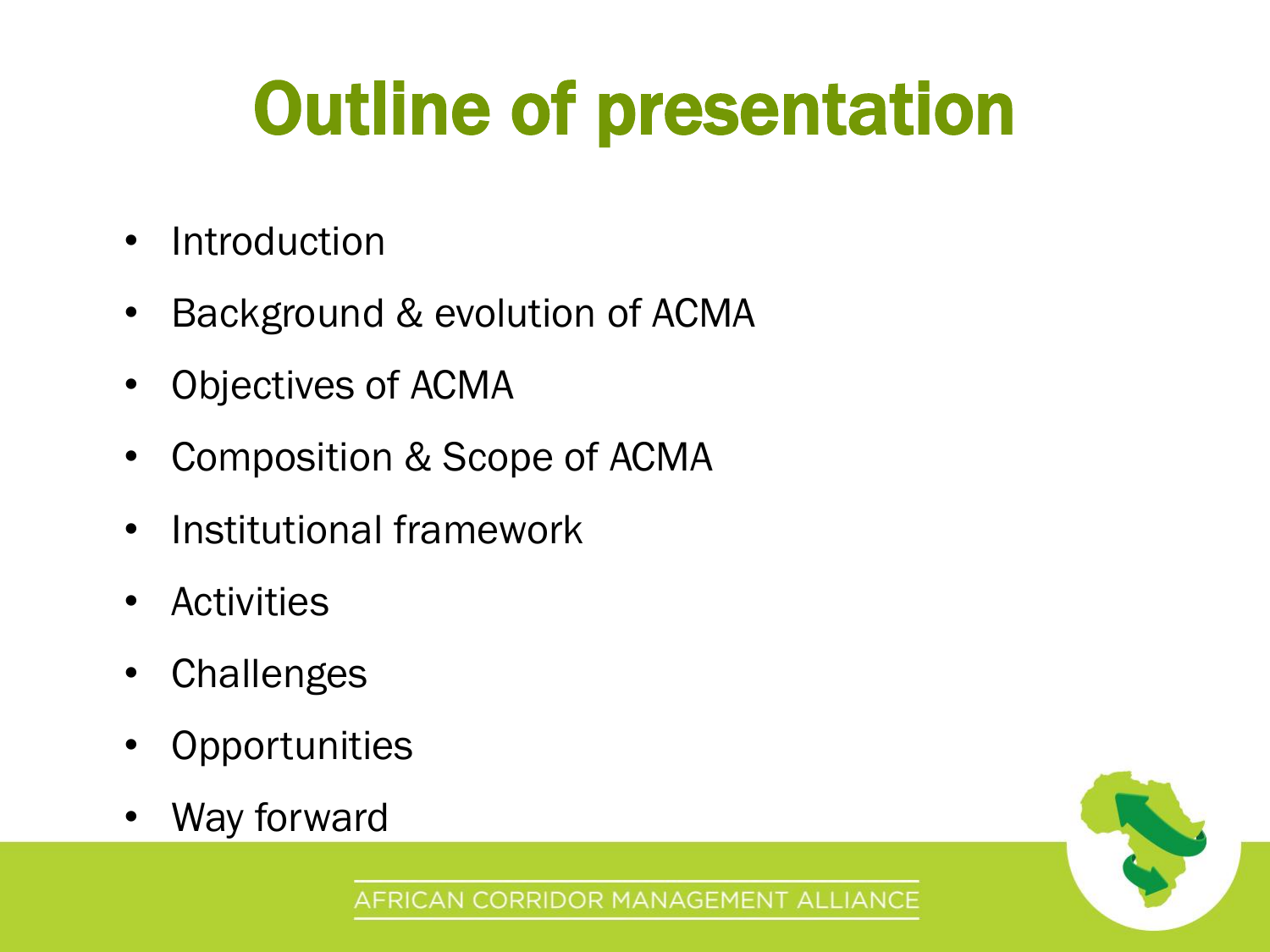# Outline of presentation

- Introduction
- Background & evolution of ACMA
- Objectives of ACMA
- Composition & Scope of ACMA
- Institutional framework
- Activities
- Challenges
- Opportunities
- Way forward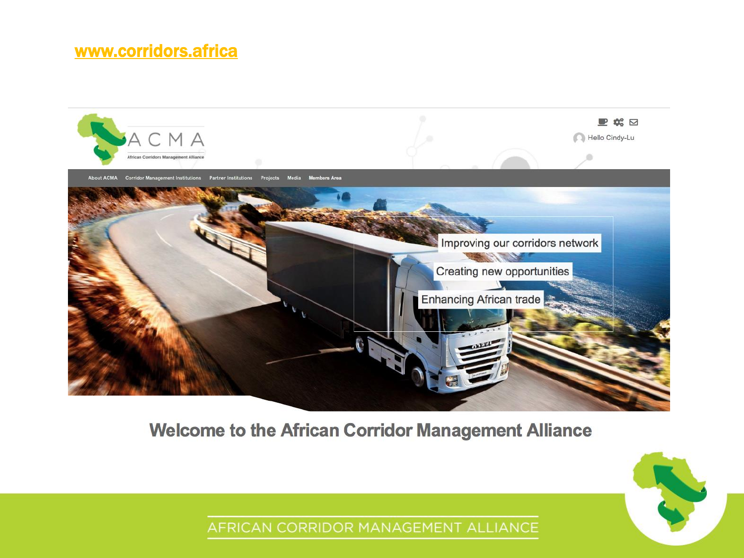www.corridors.africa

ACMA

African Corridors Management Alliance

Hello Cindy-Lu

About ACMA | Corridor Management Institutions | Partner Institutions | Projects | Media | Members Area

Improving our corridors network

Creating new opportunities

Enhancing African trade

## Welcome to the African Corridor Management Alliance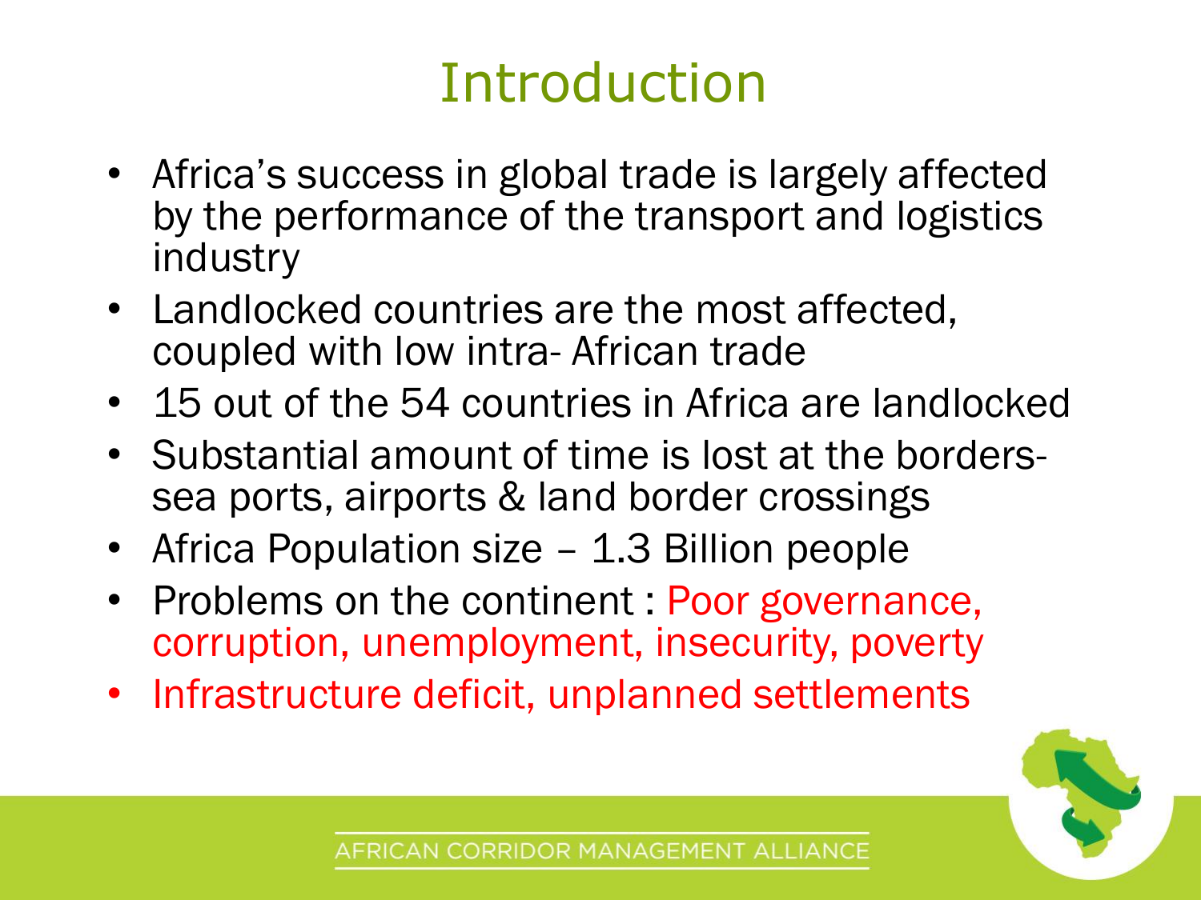# Introduction

- Africa's success in global trade is largely affected by the performance of the transport and logistics industry
- Landlocked countries are the most affected, coupled with low intra- African trade
- 15 out of the 54 countries in Africa are landlocked
- Substantial amount of time is lost at the borders- sea ports, airports & land border crossings
- Africa Population size – 1.3 Billion people
- Problems on the continent : Poor governance, corruption, unemployment, insecurity, poverty
- Infrastructure deficit, unplanned settlements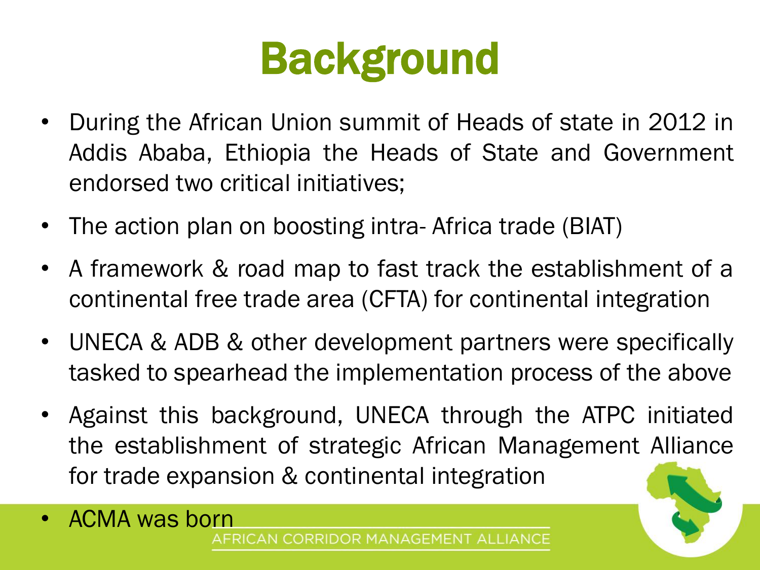# Background

- During the African Union summit of Heads of state in 2012 in Addis Ababa, Ethiopia the Heads of State and Government endorsed two critical initiatives;
- The action plan on boosting intra- Africa trade (BIAT)
- A framework & road map to fast track the establishment of a continental free trade area (CFTA) for continental integration
- UNECA & ADB & other development partners were specifically tasked to spearhead the implementation process of the above
- Against this background, UNECA through the ATPC initiated the establishment of strategic African Management Alliance for trade expansion & continental integration
- ACMA was born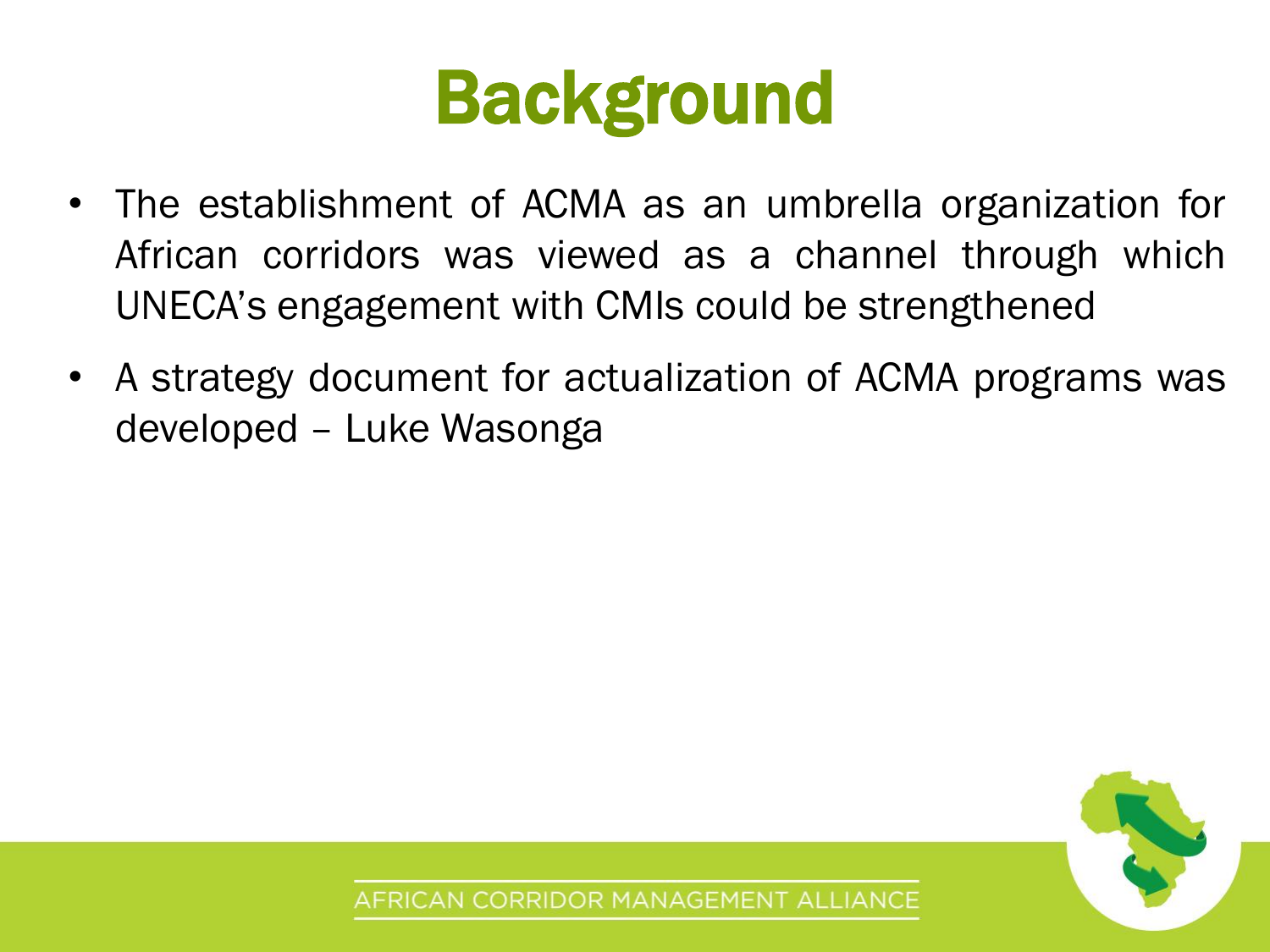# Background

- The establishment of ACMA as an umbrella organization for African corridors was viewed as a channel through which UNECA's engagement with CMIs could be strengthened
- A strategy document for actualization of ACMA programs was developed – Luke Wasonga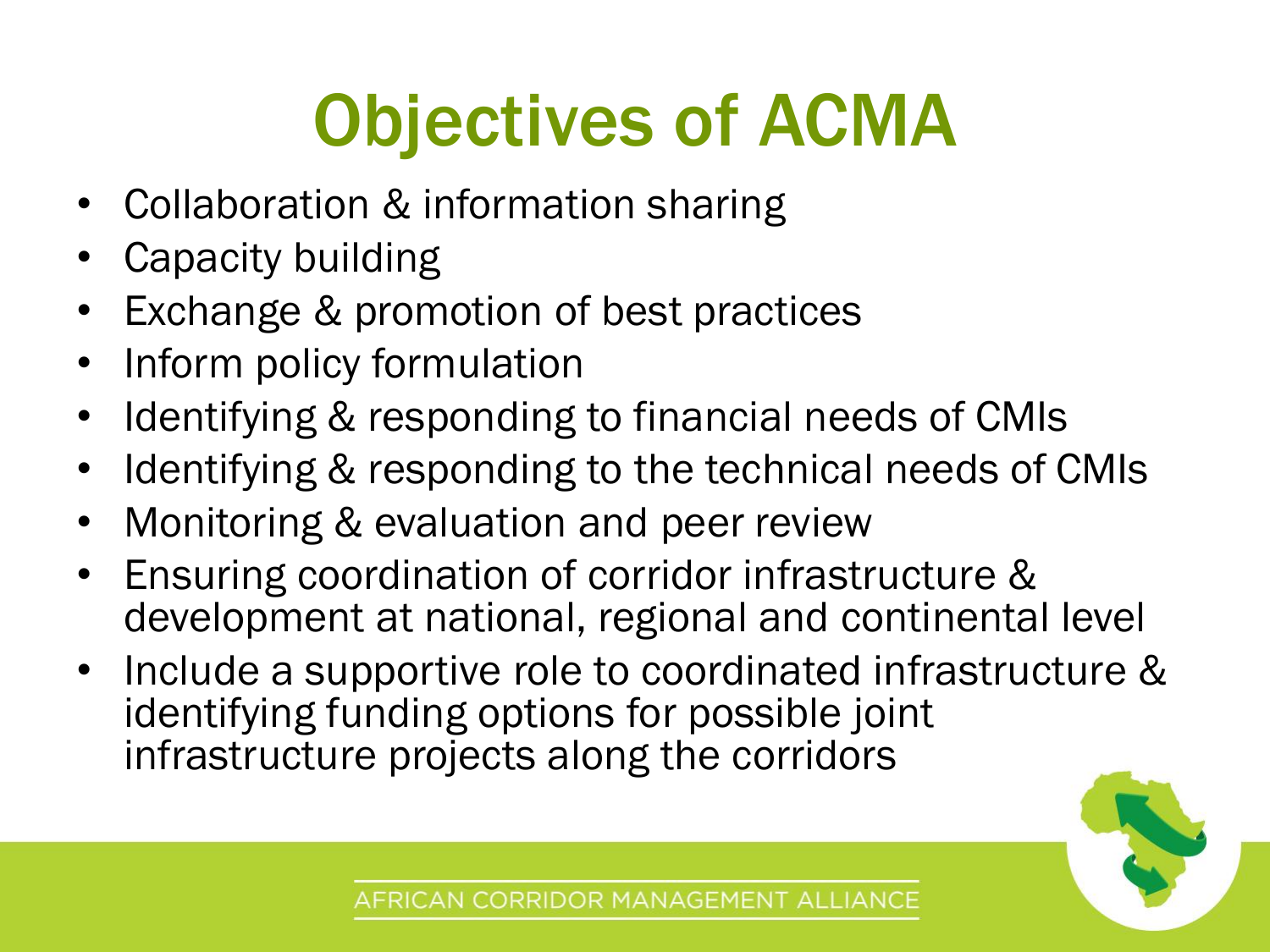# Objectives of ACMA

- Collaboration & information sharing
- Capacity building
- Exchange & promotion of best practices
- Inform policy formulation
- Identifying & responding to financial needs of CMIs
- Identifying & responding to the technical needs of CMIs
- Monitoring & evaluation and peer review
- Ensuring coordination of corridor infrastructure & development at national, regional and continental level
- Include a supportive role to coordinated infrastructure & identifying funding options for possible joint infrastructure projects along the corridors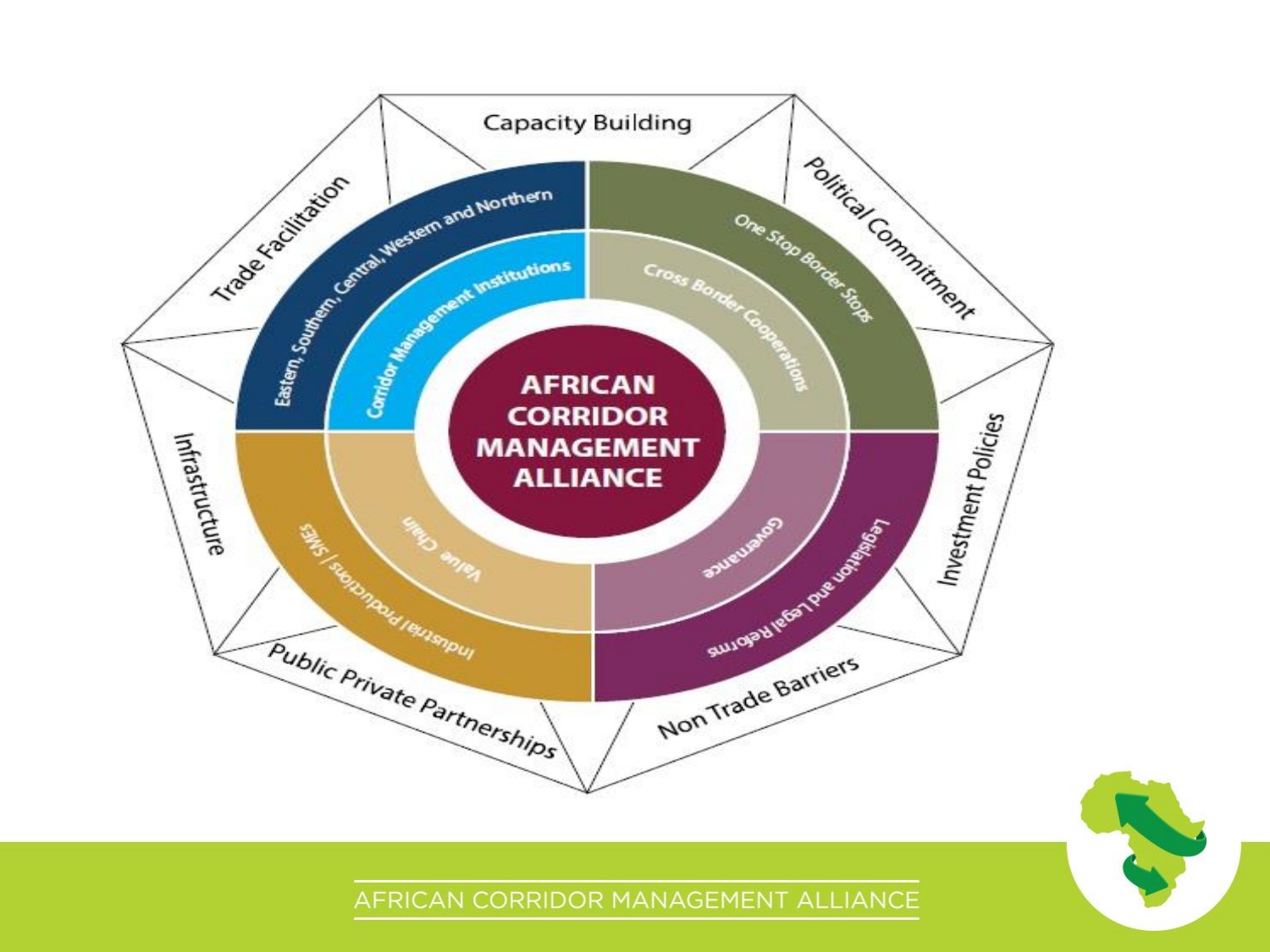AFRICAN CORRIDOR MANAGEMENT ALLIANCE

- Eastern, Southern, Central, Western and Northern
- Corridor Management Institutions
- One Stop Border Stops
- Cross Border Cooperations
- Governance
- Legislation and Legal Reforms
- Value Chain
- Industrial Productions / SMEs

- Capacity Building
- Political Commitment
- Investment Policies
- Non Trade Barriers
- Public Private Partnerships
- Infrastructure
- Trade Facilitation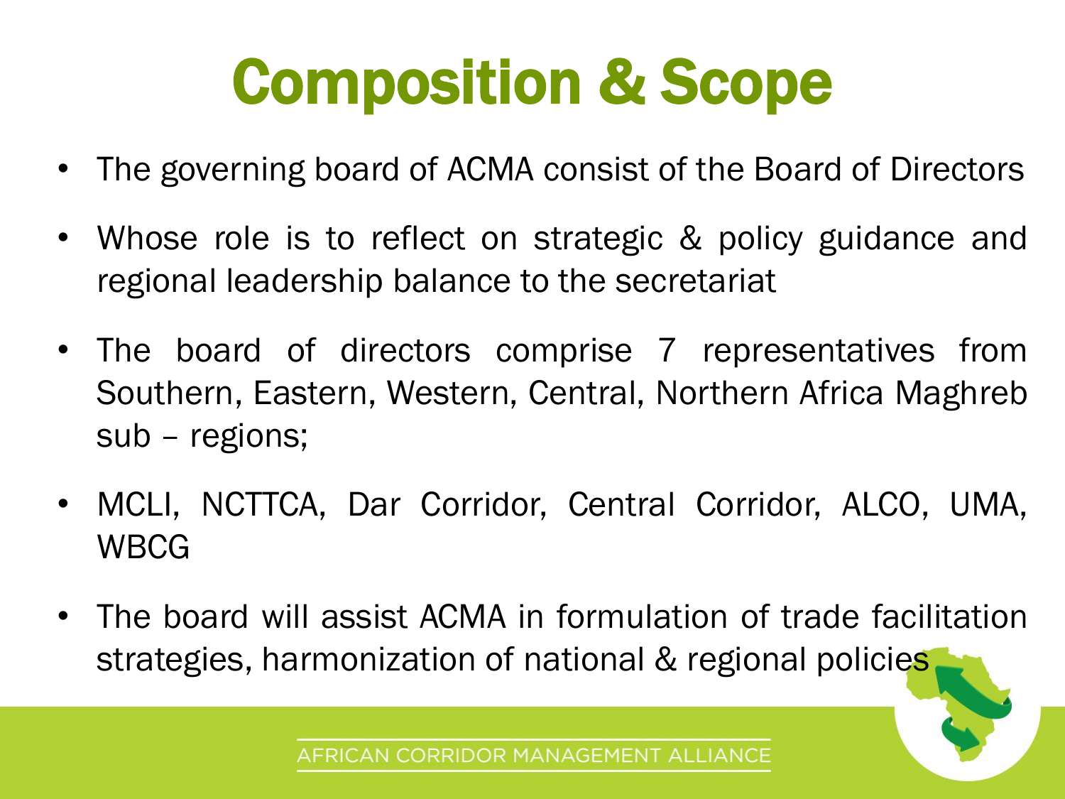# Composition & Scope

- The governing board of ACMA consist of the Board of Directors
- Whose role is to reflect on strategic & policy guidance and regional leadership balance to the secretariat
- The board of directors comprise 7 representatives from Southern, Eastern, Western, Central, Northern Africa Maghreb sub – regions;
- MCLI, NCTTCA, Dar Corridor, Central Corridor, ALCO, UMA, WBCG
- The board will assist ACMA in formulation of trade facilitation strategies, harmonization of national & regional policies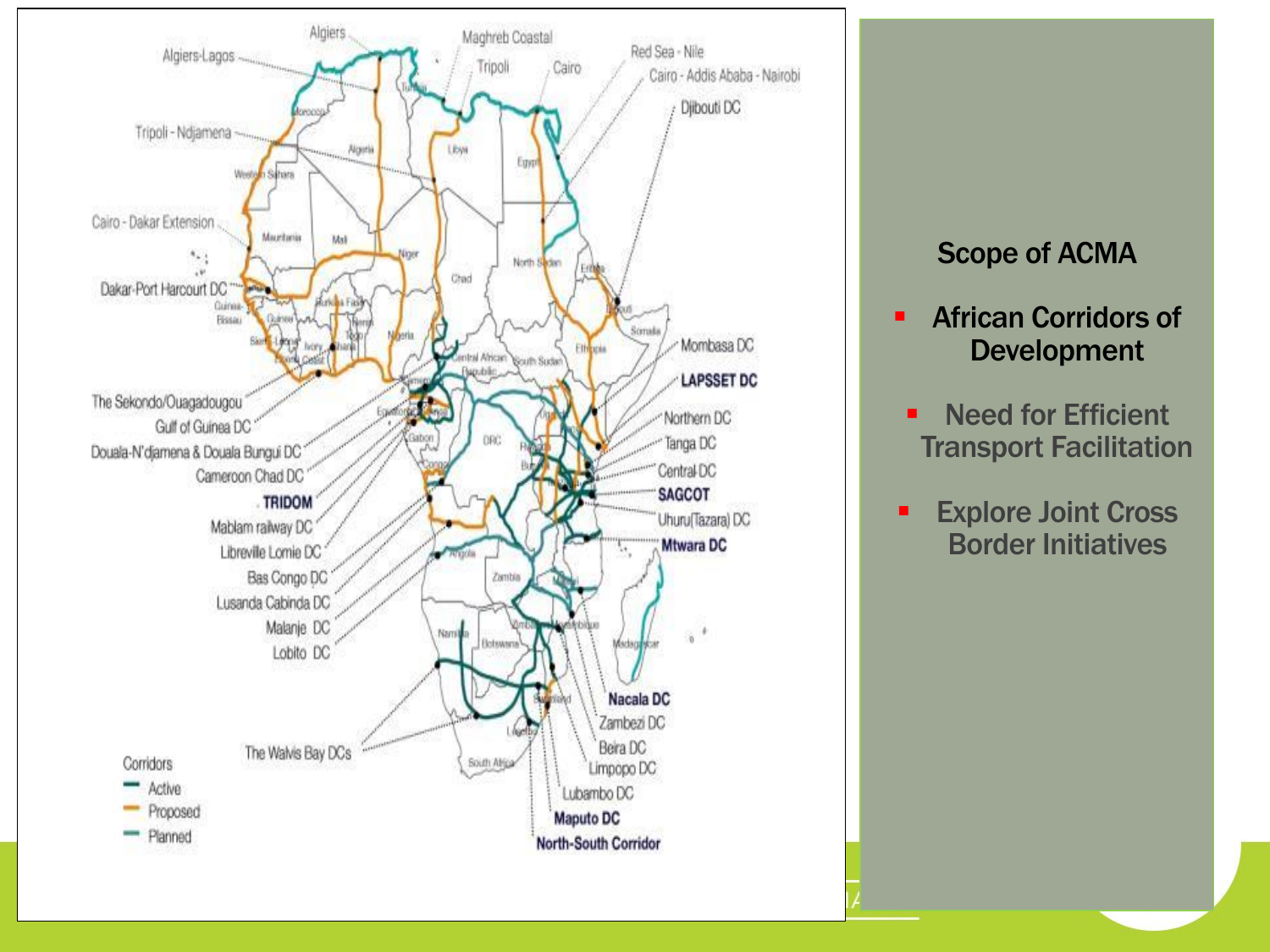Algiers

Algiers-Lagos

Maghreb Coastal

Tripoli

Cairo

Red Sea - Nile

Cairo - Addis Ababa - Nairobi

Djibouti DC

Tripoli - Ndjamena

Cairo - Dakar Extension

Dakar-Port Harcourt DC

Mombasa DC

LAPSSET DC

The Sekondo/Ouagadougou

Gulf of Guinea DC

Douala-N'djamena & Douala Bungui DC

Cameroon Chad DC

TRIDOM

Mablam railway DC

Libreville Lomie DC

Bas Congo DC

Lusanda Cabinda DC

Malanje DC

Lobito DC

Northern DC

Tanga DC

Central DC

SAGCOT

Uhuru(Tazara) DC

Mtwara DC

The Walvis Bay DCs

Nacala DC

Zambezi DC

Beira DC

Limpopo DC

Lubambo DC

Maputo DC

North-South Corridor

Corridors

- Active
- Proposed
- Planned

## Scope of ACMA

- **African Corridors of Development**
- **Need for Efficient Transport Facilitation**
- **Explore Joint Cross Border Initiatives**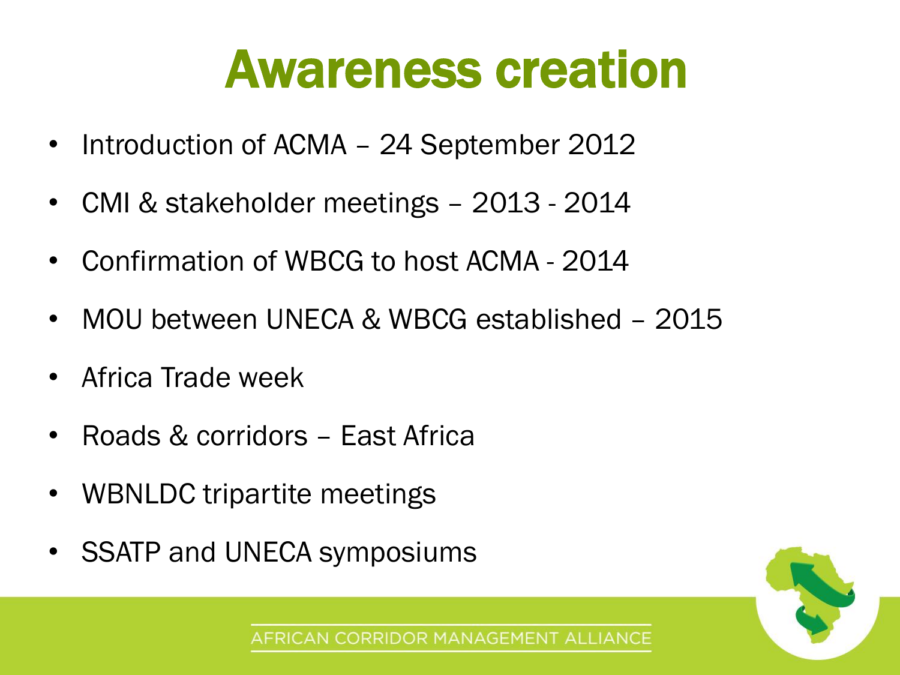# Awareness creation

- Introduction of ACMA – 24 September 2012
- CMI & stakeholder meetings – 2013 - 2014
- Confirmation of WBCG to host ACMA - 2014
- MOU between UNECA & WBCG established – 2015
- Africa Trade week
- Roads & corridors – East Africa
- WBNLDC tripartite meetings
- SSATP and UNECA symposiums

AFRICAN CORRIDOR MANAGEMENT ALLIANCE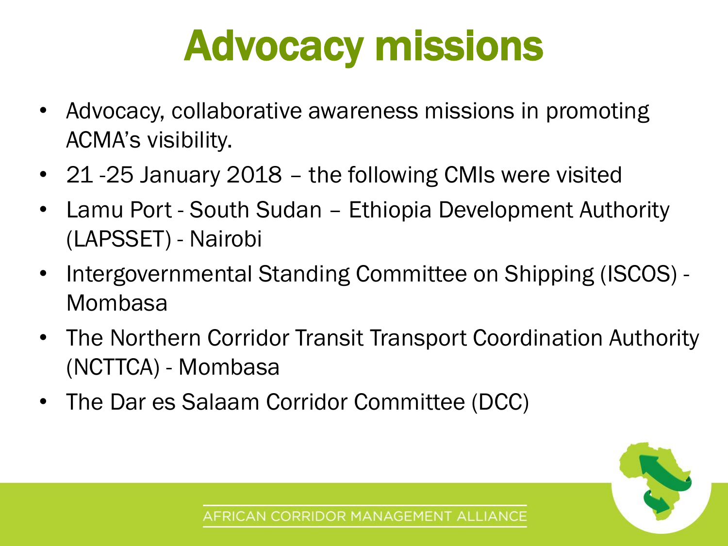# Advocacy missions

- Advocacy, collaborative awareness missions in promoting ACMA's visibility.
- 21 -25 January 2018 – the following CMIs were visited
- Lamu Port - South Sudan – Ethiopia Development Authority (LAPSSET) - Nairobi
- Intergovernmental Standing Committee on Shipping (ISCOS) - Mombasa
- The Northern Corridor Transit Transport Coordination Authority (NCTTCA) - Mombasa
- The Dar es Salaam Corridor Committee (DCC)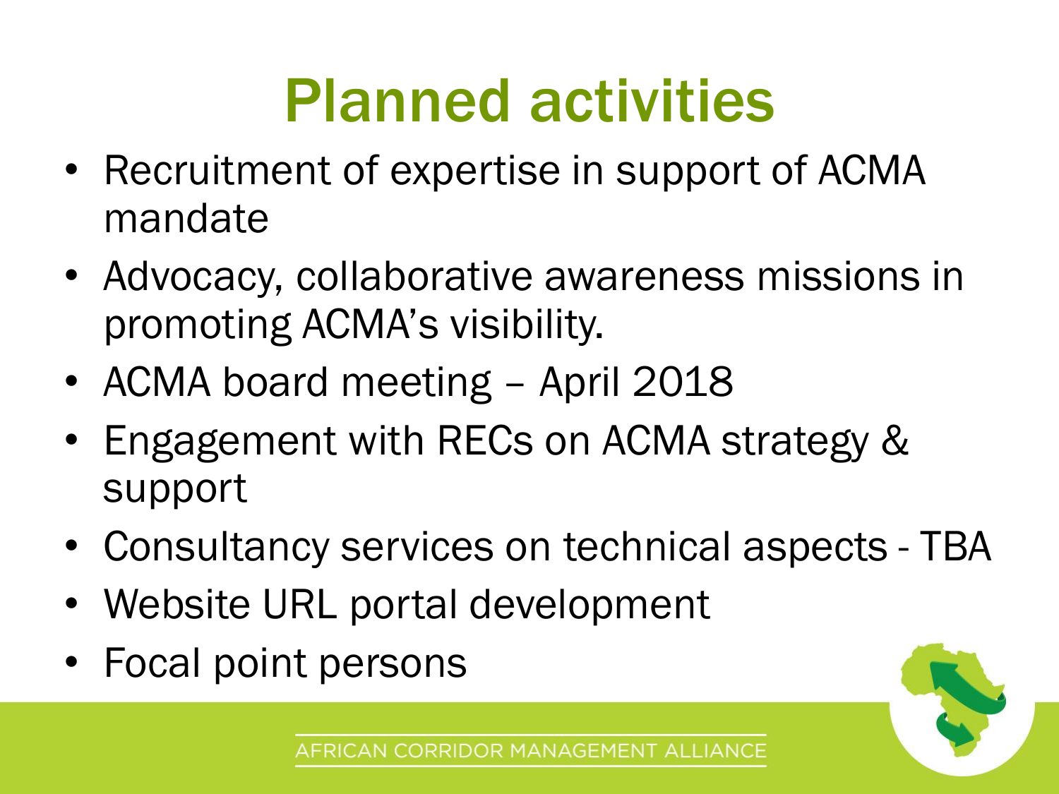# Planned activities

- Recruitment of expertise in support of ACMA mandate
- Advocacy, collaborative awareness missions in promoting ACMA's visibility.
- ACMA board meeting – April 2018
- Engagement with RECs on ACMA strategy & support
- Consultancy services on technical aspects - TBA
- Website URL portal development
- Focal point persons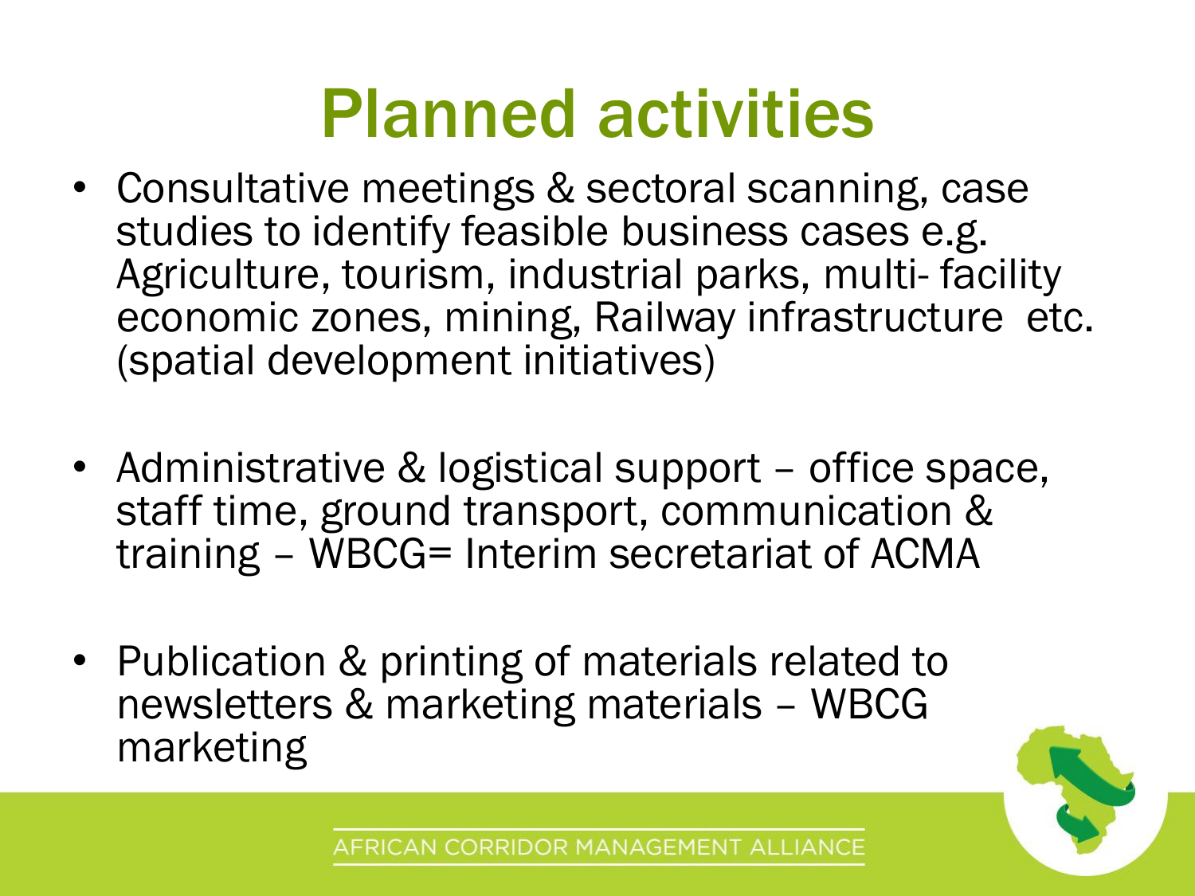# Planned activities

- Consultative meetings & sectoral scanning, case studies to identify feasible business cases e.g. Agriculture, tourism, industrial parks, multi- facility economic zones, mining, Railway infrastructure etc. (spatial development initiatives)

- Administrative & logistical support – office space, staff time, ground transport, communication & training – WBCG= Interim secretariat of ACMA

- Publication & printing of materials related to newsletters & marketing materials – WBCG marketing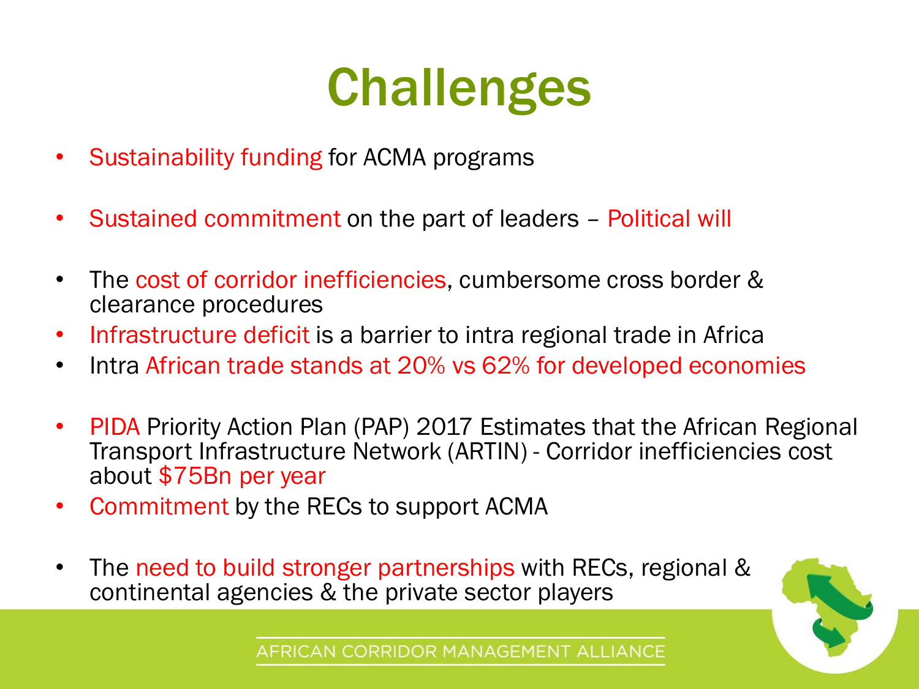# Challenges

- Sustainability funding for ACMA programs
- Sustained commitment on the part of leaders – Political will
- The cost of corridor inefficiencies, cumbersome cross border & clearance procedures
- Infrastructure deficit is a barrier to intra regional trade in Africa
- Intra African trade stands at 20% vs 62% for developed economies
- PIDA Priority Action Plan (PAP) 2017 Estimates that the African Regional Transport Infrastructure Network (ARTIN) - Corridor inefficiencies cost about $75Bn per year
- Commitment by the RECs to support ACMA
- The need to build stronger partnerships with RECs, regional & continental agencies & the private sector players

AFRICAN CORRIDOR MANAGEMENT ALLIANCE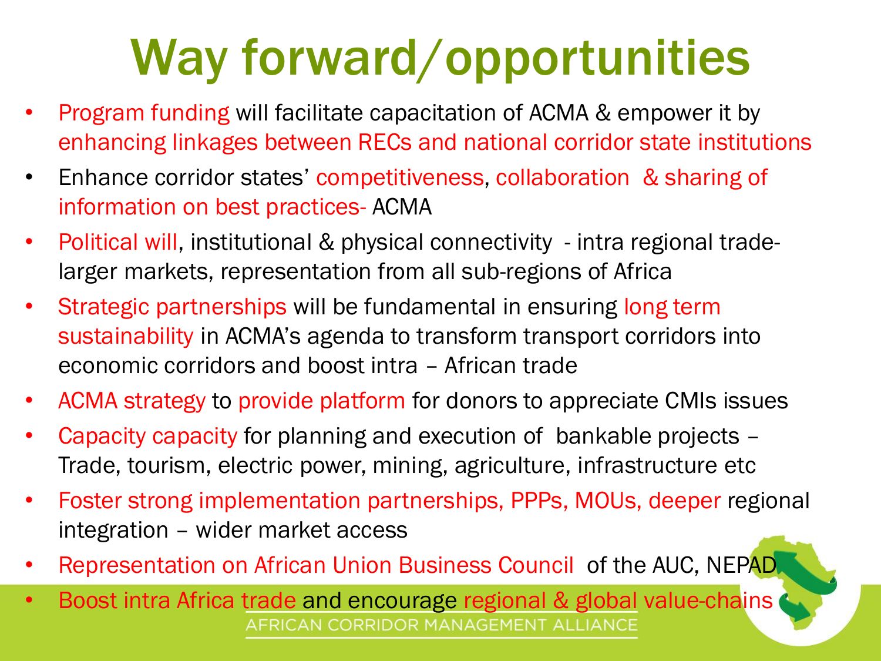# Way forward/opportunities

- Program funding will facilitate capacitation of ACMA & empower it by enhancing linkages between RECs and national corridor state institutions
- Enhance corridor states' competitiveness, collaboration & sharing of information on best practices- ACMA
- Political will, institutional & physical connectivity - intra regional trade- larger markets, representation from all sub-regions of Africa
- Strategic partnerships will be fundamental in ensuring long term sustainability in ACMA's agenda to transform transport corridors into economic corridors and boost intra – African trade
- ACMA strategy to provide platform for donors to appreciate CMIs issues
- Capacity capacity for planning and execution of bankable projects – Trade, tourism, electric power, mining, agriculture, infrastructure etc
- Foster strong implementation partnerships, PPPs, MOUs, deeper regional integration – wider market access
- Representation on African Union Business Council of the AUC, NEPAD
- Boost intra Africa trade and encourage regional & global value-chains

AFRICAN CORRIDOR MANAGEMENT ALLIANCE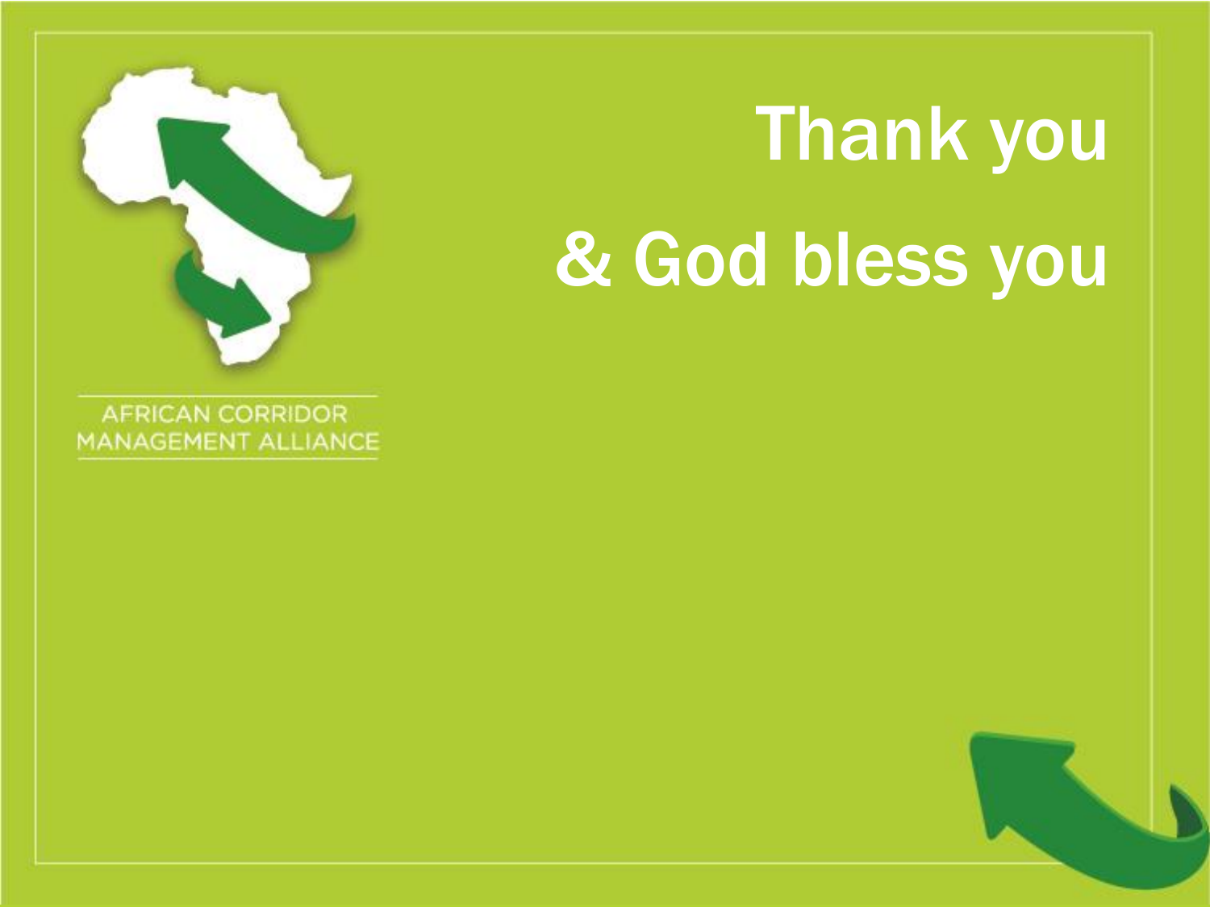AFRICAN CORRIDOR MANAGEMENT ALLIANCE

# Thank you

# & God bless you